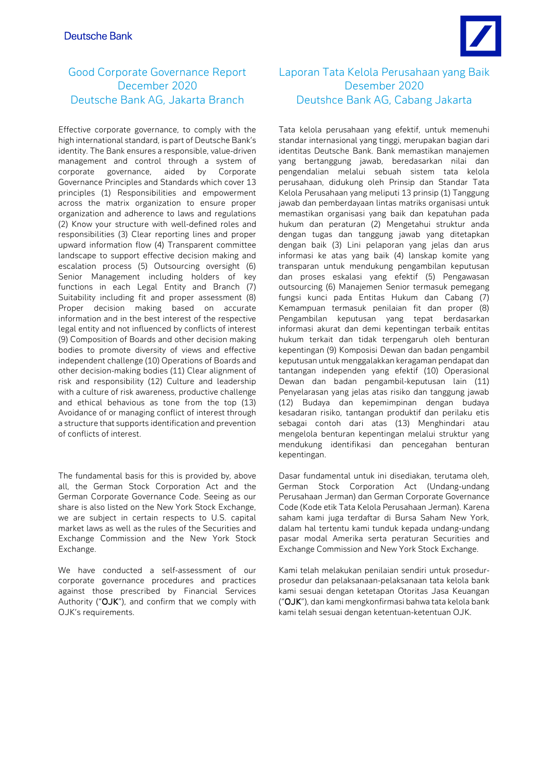Deutsche Bank

## Good Corporate Governance Report December 2020 Deutsche Bank AG, Jakarta Branch

Effective corporate governance, to comply with the high international standard, is part of Deutsche Bank's identity. The Bank ensures a responsible, value-driven management and control through a system of corporate governance, aided by Corporate Governance Principles and Standards which cover 13 principles (1) Responsibilities and empowerment across the matrix organization to ensure proper organization and adherence to laws and regulations (2) Know your structure with well-defined roles and responsibilities (3) Clear reporting lines and proper upward information flow (4) Transparent committee landscape to support effective decision making and escalation process (5) Outsourcing oversight (6) Senior Management including holders of key functions in each Legal Entity and Branch (7) Suitability including fit and proper assessment (8) Proper decision making based on accurate information and in the best interest of the respective legal entity and not influenced by conflicts of interest (9) Composition of Boards and other decision making bodies to promote diversity of views and effective independent challenge (10) Operations of Boards and other decision-making bodies (11) Clear alignment of risk and responsibility (12) Culture and leadership with a culture of risk awareness, productive challenge and ethical behavious as tone from the top (13) Avoidance of or managing conflict of interest through a structure that supports identification and prevention of conflicts of interest.

The fundamental basis for this is provided by, above all, the German Stock Corporation Act and the German Corporate Governance Code. Seeing as our share is also listed on the New York Stock Exchange, we are subject in certain respects to U.S. capital market laws as well as the rules of the Securities and Exchange Commission and the New York Stock Exchange.

We have conducted a self-assessment of our corporate governance procedures and practices against those prescribed by Financial Services Authority ("OJK"), and confirm that we comply with OJK's requirements.

## Laporan Tata Kelola Perusahaan yang Baik Desember 2020 Deutshce Bank AG, Cabang Jakarta

Tata kelola perusahaan yang efektif, untuk memenuhi standar internasional yang tinggi, merupakan bagian dari identitas Deutsche Bank. Bank memastikan manajemen yang bertanggung jawab, beredasarkan nilai dan pengendalian melalui sebuah sistem tata kelola perusahaan, didukung oleh Prinsip dan Standar Tata Kelola Perusahaan yang meliputi 13 prinsip (1) Tanggung jawab dan pemberdayaan lintas matriks organisasi untuk memastikan organisasi yang baik dan kepatuhan pada hukum dan peraturan (2) Mengetahui struktur anda dengan tugas dan tanggung jawab yang ditetapkan dengan baik (3) Lini pelaporan yang jelas dan arus informasi ke atas yang baik (4) lanskap komite yang transparan untuk mendukung pengambilan keputusan dan proses eskalasi yang efektif (5) Pengawasan outsourcing (6) Manajemen Senior termasuk pemegang fungsi kunci pada Entitas Hukum dan Cabang (7) Kemampuan termasuk penilaian fit dan proper (8) Pengambilan keputusan yang tepat berdasarkan informasi akurat dan demi kepentingan terbaik entitas hukum terkait dan tidak terpengaruh oleh benturan kepentingan (9) Komposisi Dewan dan badan pengambil keputusan untuk menggalakkan keragaman pendapat dan tantangan independen yang efektif (10) Operasional Dewan dan badan pengambil-keputusan lain (11) Penyelarasan yang jelas atas risiko dan tanggung jawab (12) Budaya dan kepemimpinan dengan budaya kesadaran risiko, tantangan produktif dan perilaku etis sebagai contoh dari atas (13) Menghindari atau mengelola benturan kepentingan melalui struktur yang mendukung identifikasi dan pencegahan benturan kepentingan.

Dasar fundamental untuk ini disediakan, terutama oleh, German Stock Corporation Act (Undang-undang Perusahaan Jerman) dan German Corporate Governance Code (Kode etik Tata Kelola Perusahaan Jerman). Karena saham kami juga terdaftar di Bursa Saham New York, dalam hal tertentu kami tunduk kepada undang-undang pasar modal Amerika serta peraturan Securities and Exchange Commission and New York Stock Exchange.

Kami telah melakukan penilaian sendiri untuk prosedur-prosedur dan pelaksanaan-pelaksanaan tata kelola bank kami sesuai dengan ketetapan Otoritas Jasa Keuangan ("OJK"), dan kami mengkonfirmasi bahwa tata kelola bank kami telah sesuai dengan ketentuan-ketentuan OJK.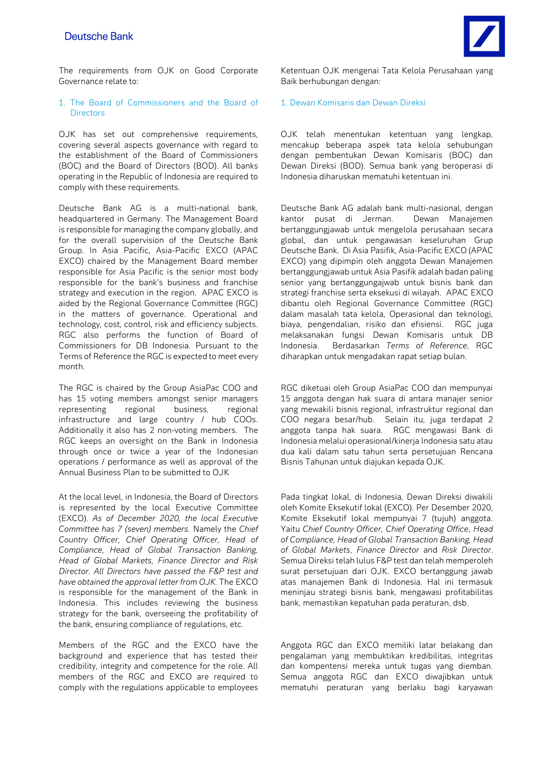The requirements from OJK on Good Corporate Governance relate to:

1. The Board of Commissioners and the Board of Directors

OJK has set out comprehensive requirements, covering several aspects governance with regard to the establishment of the Board of Commissioners (BOC) and the Board of Directors (BOD). All banks operating in the Republic of Indonesia are required to comply with these requirements.

Deutsche Bank AG is a multi-national bank, headquartered in Germany. The Management Board is responsible for managing the company globally, and for the overall supervision of the Deutsche Bank Group. In Asia Pacific, Asia-Pacific EXCO (APAC EXCO) chaired by the Management Board member responsible for Asia Pacific is the senior most body responsible for the bank's business and franchise strategy and execution in the region. APAC EXCO is aided by the Regional Governance Committee (RGC) in the matters of governance. Operational and technology, cost, control, risk and efficiency subjects. RGC also performs the function of Board of Commissioners for DB Indonesia. Pursuant to the Terms of Reference the RGC is expected to meet every month.

The RGC is chaired by the Group AsiaPac COO and has 15 voting members amongst senior managers representing regional business, regional infrastructure and large country / hub COOs. Additionally it also has 2 non-voting members. The RGC keeps an oversight on the Bank in Indonesia through once or twice a year of the Indonesian operations / performance as well as approval of the Annual Business Plan to be submitted to OJK

At the local level, in Indonesia, the Board of Directors is represented by the local Executive Committee (EXCO). *As of December 2020, the local Executive Committee has 7 (seven) members.* Namely the *Chief Country Officer, Chief Operating Officer, Head of Compliance, Head of Global Transaction Banking, Head of Global Markets, Finance Director and Risk Director. All Directors have passed the F&P test and have obtained the approval letter from OJK.* The EXCO is responsible for the management of the Bank in Indonesia. This includes reviewing the business strategy for the bank, overseeing the profitability of the bank, ensuring compliance of regulations, etc.

Members of the RGC and the EXCO have the background and experience that has tested their credibility, integrity and competence for the role. All members of the RGC and EXCO are required to comply with the regulations applicable to employees

Ketentuan OJK mengenai Tata Kelola Perusahaan yang Baik berhubungan dengan:

1. Dewan Komisaris dan Dewan Direksi

OJK telah menentukan ketentuan yang lengkap, mencakup beberapa aspek tata kelola sehubungan dengan pembentukan Dewan Komisaris (BOC) dan Dewan Direksi (BOD). Semua bank yang beroperasi di Indonesia diharuskan mematuhi ketentuan ini.

Deutsche Bank AG adalah bank multi-nasional, dengan kantor pusat di Jerman. Dewan Manajemen bertanggungjawab untuk mengelola perusahaan secara global, dan untuk pengawasan keseluruhan Grup Deutsche Bank. Di Asia Pasifik, Asia-Pacific EXCO (APAC EXCO) yang dipimpin oleh anggota Dewan Manajemen bertanggungjawab untuk Asia Pasifik adalah badan paling senior yang bertanggungajwab untuk bisnis bank dan strategi franchise serta eksekusi di wilayah. APAC EXCO dibantu oleh Regional Governance Committee (RGC) dalam masalah tata kelola, Operasional dan teknologi, biaya, pengendalian, risiko dan efisiensi. RGC juga melaksanakan fungsi Dewan Komisaris untuk DB Indonesia. Berdasarkan *Terms of Reference*, RGC diharapkan untuk mengadakan rapat setiap bulan.

RGC diketuai oleh Group AsiaPac COO dan mempunyai 15 anggota dengan hak suara di antara manajer senior yang mewakili bisnis regional, infrastruktur regional dan COO negara besar/hub. Selain itu, juga terdapat 2 anggota tanpa hak suara. RGC mengawasi Bank di Indonesia melalui operasional/kinerja Indonesia satu atau dua kali dalam satu tahun serta persetujuan Rencana Bisnis Tahunan untuk diajukan kepada OJK.

Pada tingkat lokal, di Indonesia, Dewan Direksi diwakili oleh Komite Eksekutif lokal (EXCO). Per Desember 2020, Komite Eksekutif lokal mempunyai 7 (tujuh) anggota. Yaitu *Chief Country Officer, Chief Operating Office, Head of Compliance, Head of Global Transaction Banking, Head of Global Markets, Finance Director* and *Risk Director*. Semua Direksi telah lulus F&P test dan telah memperoleh surat persetujuan dari OJK. EXCO bertanggung jawab atas manajemen Bank di Indonesia. Hal ini termasuk meninjau strategi bisnis bank, mengawasi profitabilitas bank, memastikan kepatuhan pada peraturan, dsb.

Anggota RGC dan EXCO memiliki latar belakang dan pengalaman yang membuktikan kredibilitas, integritas dan kompentensi mereka untuk tugas yang diemban. Semua anggota RGC dan EXCO diwajibkan untuk mematuhi peraturan yang berlaku bagi karyawan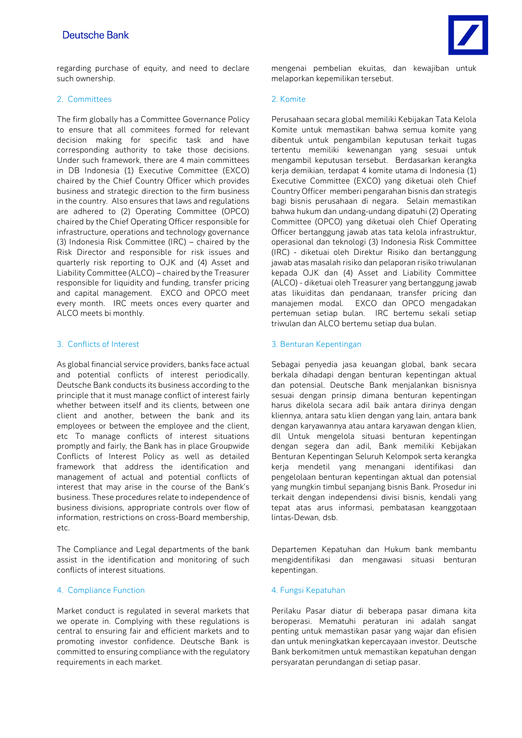regarding purchase of equity, and need to declare such ownership.

## 2. Committees

The firm globally has a Committee Governance Policy to ensure that all commitees formed for relevant decision making for specific task and have corresponding authority to take those decisions. Under such framework, there are 4 main committees in DB Indonesia (1) Executive Committee (EXCO) chaired by the Chief Country Officer which provides business and strategic direction to the firm business in the country. Also ensures that laws and regulations are adhered to (2) Operating Committee (OPCO) chaired by the Chief Operating Officer responsible for infrastructure, operations and technology governance (3) Indonesia Risk Committee (IRC) – chaired by the Risk Director and responsible for risk issues and quarterly risk reporting to OJK and (4) Asset and Liability Committee (ALCO) – chaired by the Treasurer responsible for liquidity and funding, transfer pricing and capital management. EXCO and OPCO meet every month. IRC meets onces every quarter and ALCO meets bi monthly.

## 3. Conflicts of Interest

As global financial service providers, banks face actual and potential conflicts of interest periodically. Deutsche Bank conducts its business according to the principle that it must manage conflict of interest fairly whether between itself and its clients, between one client and another, between the bank and its employees or between the employee and the client, etc To manage conflicts of interest situations promptly and fairly, the Bank has in place Groupwide Conflicts of Interest Policy as well as detailed framework that address the identification and management of actual and potential conflicts of interest that may arise in the course of the Bank's business. These procedures relate to independence of business divisions, appropriate controls over flow of information, restrictions on cross-Board membership, etc.

The Compliance and Legal departments of the bank assist in the identification and monitoring of such conflicts of interest situations.

## 4. Compliance Function

Market conduct is regulated in several markets that we operate in. Complying with these regulations is central to ensuring fair and efficient markets and to promoting investor confidence. Deutsche Bank is committed to ensuring compliance with the regulatory requirements in each market.

---

mengenai pembelian ekuitas, dan kewajiban untuk melaporkan kepemilikan tersebut.

## 2. Komite

Perusahaan secara global memiliki Kebijakan Tata Kelola Komite untuk memastikan bahwa semua komite yang dibentuk untuk pengambilan keputusan terkait tugas tertentu memiliki kewenangan yang sesuai untuk mengambil keputusan tersebut. Berdasarkan kerangka kerja demikian, terdapat 4 komite utama di Indonesia (1) Executive Committee (EXCO) yang diketuai oleh Chief Country Officer memberi pengarahan bisnis dan strategis bagi bisnis perusahaan di negara. Selain memastikan bahwa hukum dan undang-undang dipatuhi (2) Operating Committee (OPCO) yang diketuai oleh Chief Operating Officer bertanggung jawab atas tata kelola infrastruktur, operasional dan teknologi (3) Indonesia Risk Committee (IRC) - diketuai oleh Direktur Risiko dan bertanggung jawab atas masalah risiko dan pelaporan risiko triwulanan kepada OJK dan (4) Asset and Liability Committee (ALCO) - diketuai oleh Treasurer yang bertanggung jawab atas likuiditas dan pendanaan, transfer pricing dan manajemen modal. EXCO dan OPCO mengadakan pertemuan setiap bulan. IRC bertemu sekali setiap triwulan dan ALCO bertemu setiap dua bulan.

## 3. Benturan Kepentingan

Sebagai penyedia jasa keuangan global, bank secara berkala dihadapi dengan benturan kepentingan aktual dan potensial. Deutsche Bank menjalankan bisnisnya sesuai dengan prinsip dimana benturan kepentingan harus dikelola secara adil baik antara dirinya dengan kliennya, antara satu klien dengan yang lain, antara bank dengan karyawannya atau antara karyawan dengan klien, dll Untuk mengelola situasi benturan kepentingan dengan segera dan adil, Bank memiliki Kebijakan Benturan Kepentingan Seluruh Kelompok serta kerangka kerja mendetil yang menangani identifikasi dan pengelolaan benturan kepentingan aktual dan potensial yang mungkin timbul sepanjang bisnis Bank. Prosedur ini terkait dengan independensi divisi bisnis, kendali yang tepat atas arus informasi, pembatasan keanggotaan lintas-Dewan, dsb.

Departemen Kepatuhan dan Hukum bank membantu mengidentifikasi dan mengawasi situasi benturan kepentingan.

## 4. Fungsi Kepatuhan

Perilaku Pasar diatur di beberapa pasar dimana kita beroperasi. Mematuhi peraturan ini adalah sangat penting untuk memastikan pasar yang wajar dan efisien dan untuk meningkatkan kepercayaan investor. Deutsche Bank berkomitmen untuk memastikan kepatuhan dengan persyaratan perundangan di setiap pasar.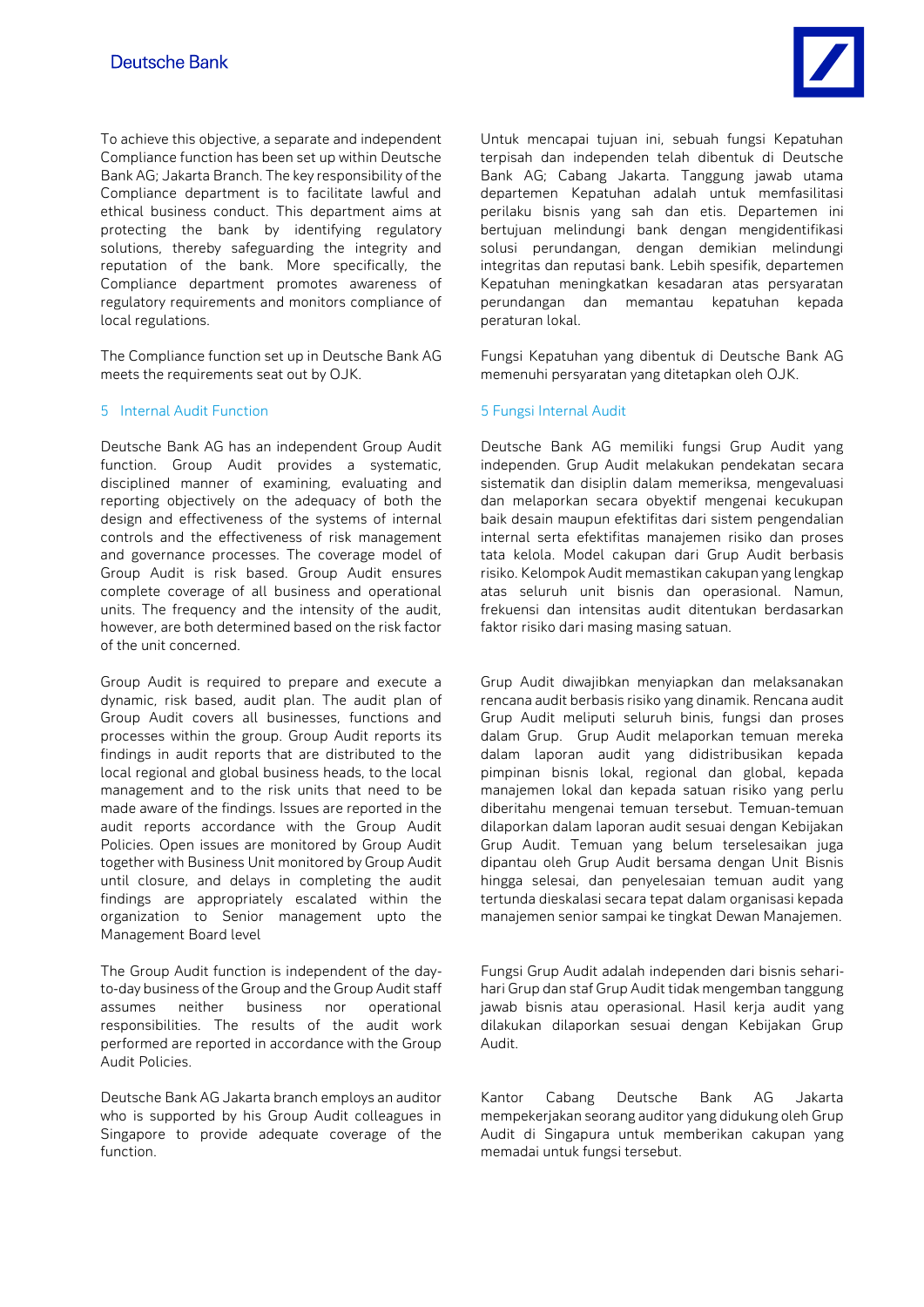To achieve this objective, a separate and independent Compliance function has been set up within Deutsche Bank AG; Jakarta Branch. The key responsibility of the Compliance department is to facilitate lawful and ethical business conduct. This department aims at protecting the bank by identifying regulatory solutions, thereby safeguarding the integrity and reputation of the bank. More specifically, the Compliance department promotes awareness of regulatory requirements and monitors compliance of local regulations.

The Compliance function set up in Deutsche Bank AG meets the requirements seat out by OJK.

## 5 Internal Audit Function

Deutsche Bank AG has an independent Group Audit function. Group Audit provides a systematic, disciplined manner of examining, evaluating and reporting objectively on the adequacy of both the design and effectiveness of the systems of internal controls and the effectiveness of risk management and governance processes. The coverage model of Group Audit is risk based. Group Audit ensures complete coverage of all business and operational units. The frequency and the intensity of the audit, however, are both determined based on the risk factor of the unit concerned.

Group Audit is required to prepare and execute a dynamic, risk based, audit plan. The audit plan of Group Audit covers all businesses, functions and processes within the group. Group Audit reports its findings in audit reports that are distributed to the local regional and global business heads, to the local management and to the risk units that need to be made aware of the findings. Issues are reported in the audit reports accordance with the Group Audit Policies. Open issues are monitored by Group Audit together with Business Unit monitored by Group Audit until closure, and delays in completing the audit findings are appropriately escalated within the organization to Senior management upto the Management Board level

The Group Audit function is independent of the day-to-day business of the Group and the Group Audit staff assumes neither business nor operational responsibilities. The results of the audit work performed are reported in accordance with the Group Audit Policies.

Deutsche Bank AG Jakarta branch employs an auditor who is supported by his Group Audit colleagues in Singapore to provide adequate coverage of the function.

Untuk mencapai tujuan ini, sebuah fungsi Kepatuhan terpisah dan independen telah dibentuk di Deutsche Bank AG; Cabang Jakarta. Tanggung jawab utama departemen Kepatuhan adalah untuk memfasilitasi perilaku bisnis yang sah dan etis. Departemen ini bertujuan melindungi bank dengan mengidentifikasi solusi perundangan, dengan demikian melindungi integritas dan reputasi bank. Lebih spesifik, departemen Kepatuhan meningkatkan kesadaran atas persyaratan perundangan dan memantau kepatuhan kepada peraturan lokal.

Fungsi Kepatuhan yang dibentuk di Deutsche Bank AG memenuhi persyaratan yang ditetapkan oleh OJK.

## 5 Fungsi Internal Audit

Deutsche Bank AG memiliki fungsi Grup Audit yang independen. Grup Audit melakukan pendekatan secara sistematik dan disiplin dalam memeriksa, mengevaluasi dan melaporkan secara obyektif mengenai kecukupan baik desain maupun efektifitas dari sistem pengendalian internal serta efektifitas manajemen risiko dan proses tata kelola. Model cakupan dari Grup Audit berbasis risiko. Kelompok Audit memastikan cakupan yang lengkap atas seluruh unit bisnis dan operasional. Namun, frekuensi dan intensitas audit ditentukan berdasarkan faktor risiko dari masing masing satuan.

Grup Audit diwajibkan menyiapkan dan melaksanakan rencana audit berbasis risiko yang dinamik. Rencana audit Grup Audit meliputi seluruh binis, fungsi dan proses dalam Grup. Grup Audit melaporkan temuan mereka dalam laporan audit yang didistribusikan kepada pimpinan bisnis lokal, regional dan global, kepada manajemen lokal dan kepada satuan risiko yang perlu diberitahu mengenai temuan tersebut. Temuan-temuan dilaporkan dalam laporan audit sesuai dengan Kebijakan Grup Audit. Temuan yang belum terselesaikan juga dipantau oleh Grup Audit bersama dengan Unit Bisnis hingga selesai, dan penyelesaian temuan audit yang tertunda dieskalasi secara tepat dalam organisasi kepada manajemen senior sampai ke tingkat Dewan Manajemen.

Fungsi Grup Audit adalah independen dari bisnis sehari-hari Grup dan staf Grup Audit tidak mengemban tanggung jawab bisnis atau operasional. Hasil kerja audit yang dilakukan dilaporkan sesuai dengan Kebijakan Grup Audit.

Kantor Cabang Deutsche Bank AG Jakarta mempekerjakan seorang auditor yang didukung oleh Grup Audit di Singapura untuk memberikan cakupan yang memadai untuk fungsi tersebut.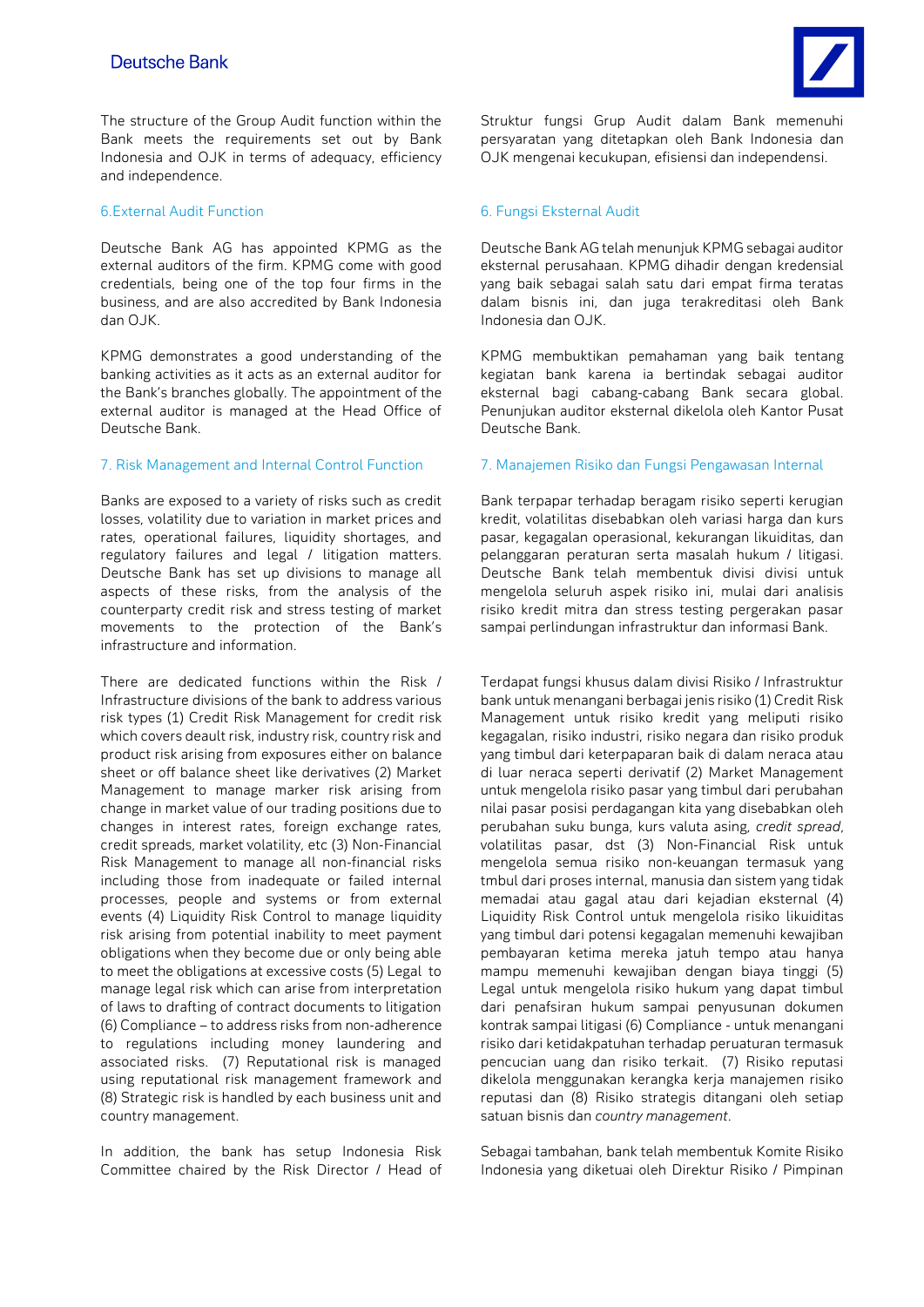The structure of the Group Audit function within the Bank meets the requirements set out by Bank Indonesia and OJK in terms of adequacy, efficiency and independence.

### 6.External Audit Function

Deutsche Bank AG has appointed KPMG as the external auditors of the firm. KPMG come with good credentials, being one of the top four firms in the business, and are also accredited by Bank Indonesia dan OJK.

KPMG demonstrates a good understanding of the banking activities as it acts as an external auditor for the Bank's branches globally. The appointment of the external auditor is managed at the Head Office of Deutsche Bank.

### 7. Risk Management and Internal Control Function

Banks are exposed to a variety of risks such as credit losses, volatility due to variation in market prices and rates, operational failures, liquidity shortages, and regulatory failures and legal / litigation matters. Deutsche Bank has set up divisions to manage all aspects of these risks, from the analysis of the counterparty credit risk and stress testing of market movements to the protection of the Bank's infrastructure and information.

There are dedicated functions within the Risk / Infrastructure divisions of the bank to address various risk types (1) Credit Risk Management for credit risk which covers deault risk, industry risk, country risk and product risk arising from exposures either on balance sheet or off balance sheet like derivatives (2) Market Management to manage marker risk arising from change in market value of our trading positions due to changes in interest rates, foreign exchange rates, credit spreads, market volatility, etc (3) Non-Financial Risk Management to manage all non-financial risks including those from inadequate or failed internal processes, people and systems or from external events (4) Liquidity Risk Control to manage liquidity risk arising from potential inability to meet payment obligations when they become due or only being able to meet the obligations at excessive costs (5) Legal to manage legal risk which can arise from interpretation of laws to drafting of contract documents to litigation (6) Compliance – to address risks from non-adherence to regulations including money laundering and associated risks. (7) Reputational risk is managed using reputational risk management framework and (8) Strategic risk is handled by each business unit and country management.

In addition, the bank has setup Indonesia Risk Committee chaired by the Risk Director / Head of

---

Struktur fungsi Grup Audit dalam Bank memenuhi persyaratan yang ditetapkan oleh Bank Indonesia dan OJK mengenai kecukupan, efisiensi dan independensi.

### 6. Fungsi Eksternal Audit

Deutsche Bank AG telah menunjuk KPMG sebagai auditor eksternal perusahaan. KPMG dihadir dengan kredensial yang baik sebagai salah satu dari empat firma teratas dalam bisnis ini, dan juga terakreditasi oleh Bank Indonesia dan OJK.

KPMG membuktikan pemahaman yang baik tentang kegiatan bank karena ia bertindak sebagai auditor eksternal bagi cabang-cabang Bank secara global. Penunjukan auditor eksternal dikelola oleh Kantor Pusat Deutsche Bank.

### 7. Manajemen Risiko dan Fungsi Pengawasan Internal

Bank terpapar terhadap beragam risiko seperti kerugian kredit, volatilitas disebabkan oleh variasi harga dan kurs pasar, kegagalan operasional, kekurangan likuiditas, dan pelanggaran peraturan serta masalah hukum / litigasi. Deutsche Bank telah membentuk divisi divisi untuk mengelola seluruh aspek risiko ini, mulai dari analisis risiko kredit mitra dan stress testing pergerakan pasar sampai perlindungan infrastruktur dan informasi Bank.

Terdapat fungsi khusus dalam divisi Risiko / Infrastruktur bank untuk menangani berbagai jenis risiko (1) Credit Risk Management untuk risiko kredit yang meliputi risiko kegagalan, risiko industri, risiko negara dan risiko produk yang timbul dari keterpaparan baik di dalam neraca atau di luar neraca seperti derivatif (2) Market Management untuk mengelola risiko pasar yang timbul dari perubahan nilai pasar posisi perdagangan kita yang disebabkan oleh perubahan suku bunga, kurs valuta asing, *credit spread*, volatilitas pasar, dst (3) Non-Financial Risk untuk mengelola semua risiko non-keuangan termasuk yang tmbul dari proses internal, manusia dan sistem yang tidak memadai atau gagal atau dari kejadian eksternal (4) Liquidity Risk Control untuk mengelola risiko likuiditas yang timbul dari potensi kegagalan memenuhi kewajiban pembayaran ketima mereka jatuh tempo atau hanya mampu memenuhi kewajiban dengan biaya tinggi (5) Legal untuk mengelola risiko hukum yang dapat timbul dari penafsiran hukum sampai penyusunan dokumen kontrak sampai litigasi (6) Compliance - untuk menangani risiko dari ketidakpatuhan terhadap peruaturan termasuk pencucian uang dan risiko terkait. (7) Risiko reputasi dikelola menggunakan kerangka kerja manajemen risiko reputasi dan (8) Risiko strategis ditangani oleh setiap satuan bisnis dan *country management*.

Sebagai tambahan, bank telah membentuk Komite Risiko Indonesia yang diketuai oleh Direktur Risiko / Pimpinan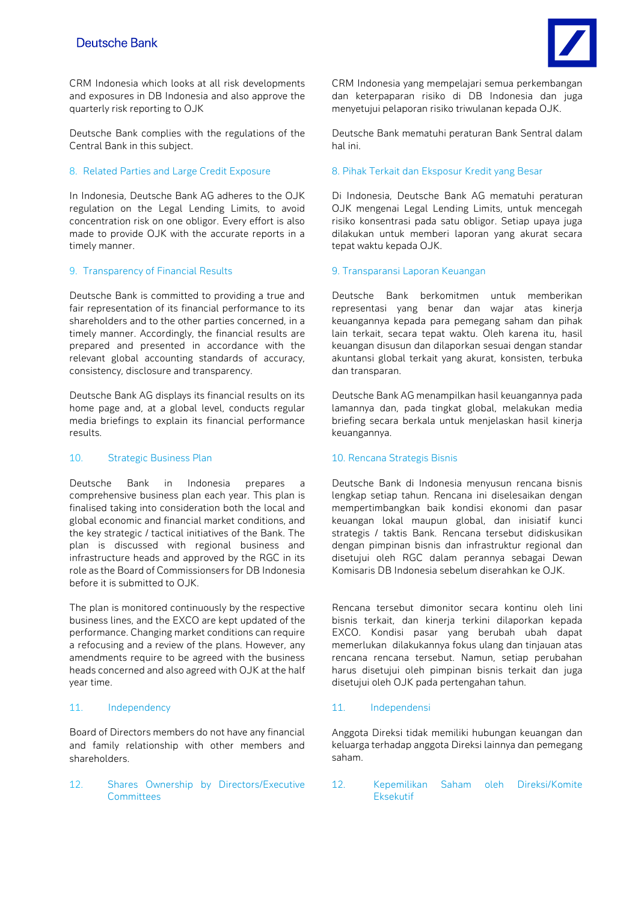CRM Indonesia which looks at all risk developments and exposures in DB Indonesia and also approve the quarterly risk reporting to OJK

Deutsche Bank complies with the regulations of the Central Bank in this subject.

### 8. Related Parties and Large Credit Exposure

In Indonesia, Deutsche Bank AG adheres to the OJK regulation on the Legal Lending Limits, to avoid concentration risk on one obligor. Every effort is also made to provide OJK with the accurate reports in a timely manner.

### 9. Transparency of Financial Results

Deutsche Bank is committed to providing a true and fair representation of its financial performance to its shareholders and to the other parties concerned, in a timely manner. Accordingly, the financial results are prepared and presented in accordance with the relevant global accounting standards of accuracy, consistency, disclosure and transparency.

Deutsche Bank AG displays its financial results on its home page and, at a global level, conducts regular media briefings to explain its financial performance results.

### 10. Strategic Business Plan

Deutsche Bank in Indonesia prepares a comprehensive business plan each year. This plan is finalised taking into consideration both the local and global economic and financial market conditions, and the key strategic / tactical initiatives of the Bank. The plan is discussed with regional business and infrastructure heads and approved by the RGC in its role as the Board of Commissionsers for DB Indonesia before it is submitted to OJK.

The plan is monitored continuously by the respective business lines, and the EXCO are kept updated of the performance. Changing market conditions can require a refocusing and a review of the plans. However, any amendments require to be agreed with the business heads concerned and also agreed with OJK at the half year time.

### 11. Independency

Board of Directors members do not have any financial and family relationship with other members and shareholders.

### 12. Shares Ownership by Directors/Executive Committees

CRM Indonesia yang mempelajari semua perkembangan dan keterpaparan risiko di DB Indonesia dan juga menyetujui pelaporan risiko triwulanan kepada OJK.

Deutsche Bank mematuhi peraturan Bank Sentral dalam hal ini.

### 8. Pihak Terkait dan Eksposur Kredit yang Besar

Di Indonesia, Deutsche Bank AG mematuhi peraturan OJK mengenai Legal Lending Limits, untuk mencegah risiko konsentrasi pada satu obligor. Setiap upaya juga dilakukan untuk memberi laporan yang akurat secara tepat waktu kepada OJK.

### 9. Transparansi Laporan Keuangan

Deutsche Bank berkomitmen untuk memberikan representasi yang benar dan wajar atas kinerja keuangannya kepada para pemegang saham dan pihak lain terkait, secara tepat waktu. Oleh karena itu, hasil keuangan disusun dan dilaporkan sesuai dengan standar akuntansi global terkait yang akurat, konsisten, terbuka dan transparan.

Deutsche Bank AG menampilkan hasil keuangannya pada lamannya dan, pada tingkat global, melakukan media briefing secara berkala untuk menjelaskan hasil kinerja keuangannya.

### 10. Rencana Strategis Bisnis

Deutsche Bank di Indonesia menyusun rencana bisnis lengkap setiap tahun. Rencana ini diselesaikan dengan mempertimbangkan baik kondisi ekonomi dan pasar keuangan lokal maupun global, dan inisiatif kunci strategis / taktis Bank. Rencana tersebut didiskusikan dengan pimpinan bisnis dan infrastruktur regional dan disetujui oleh RGC dalam perannya sebagai Dewan Komisaris DB Indonesia sebelum diserahkan ke OJK.

Rencana tersebut dimonitor secara kontinu oleh lini bisnis terkait, dan kinerja terkini dilaporkan kepada EXCO. Kondisi pasar yang berubah ubah dapat memerlukan dilakukannya fokus ulang dan tinjauan atas rencana rencana tersebut. Namun, setiap perubahan harus disetujui oleh pimpinan bisnis terkait dan juga disetujui oleh OJK pada pertengahan tahun.

### 11. Independensi

Anggota Direksi tidak memiliki hubungan keuangan dan keluarga terhadap anggota Direksi lainnya dan pemegang saham.

### 12. Kepemilikan Saham oleh Direksi/Komite Eksekutif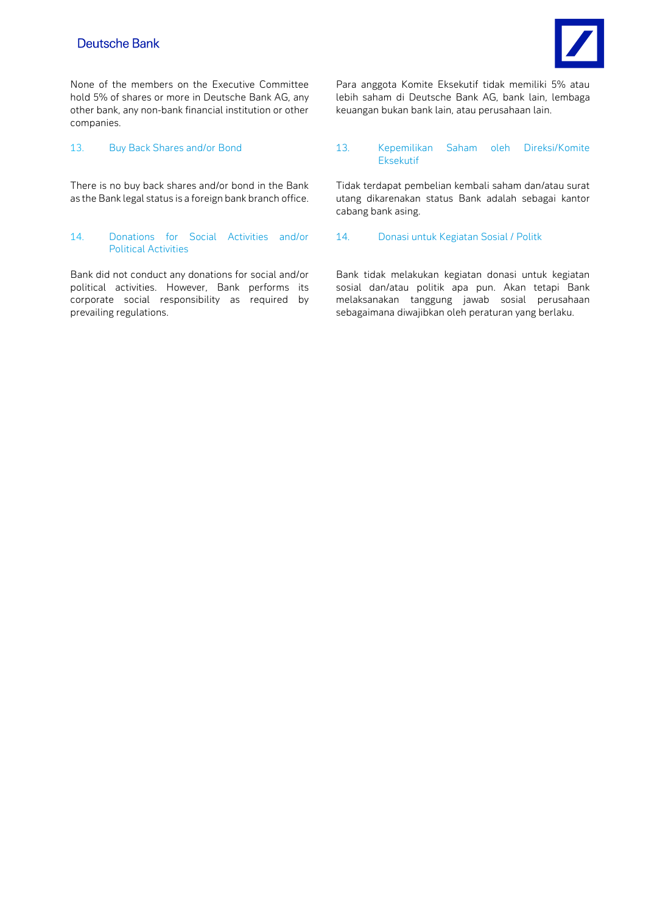None of the members on the Executive Committee hold 5% of shares or more in Deutsche Bank AG, any other bank, any non-bank financial institution or other companies.

Para anggota Komite Eksekutif tidak memiliki 5% atau lebih saham di Deutsche Bank AG, bank lain, lembaga keuangan bukan bank lain, atau perusahaan lain.

### 13. Buy Back Shares and/or Bond

There is no buy back shares and/or bond in the Bank as the Bank legal status is a foreign bank branch office.

### 13. Kepemilikan Saham oleh Direksi/Komite Eksekutif

Tidak terdapat pembelian kembali saham dan/atau surat utang dikarenakan status Bank adalah sebagai kantor cabang bank asing.

### 14. Donations for Social Activities and/or Political Activities

Bank did not conduct any donations for social and/or political activities. However, Bank performs its corporate social responsibility as required by prevailing regulations.

### 14. Donasi untuk Kegiatan Sosial / Politk

Bank tidak melakukan kegiatan donasi untuk kegiatan sosial dan/atau politik apa pun. Akan tetapi Bank melaksanakan tanggung jawab sosial perusahaan sebagaimana diwajibkan oleh peraturan yang berlaku.